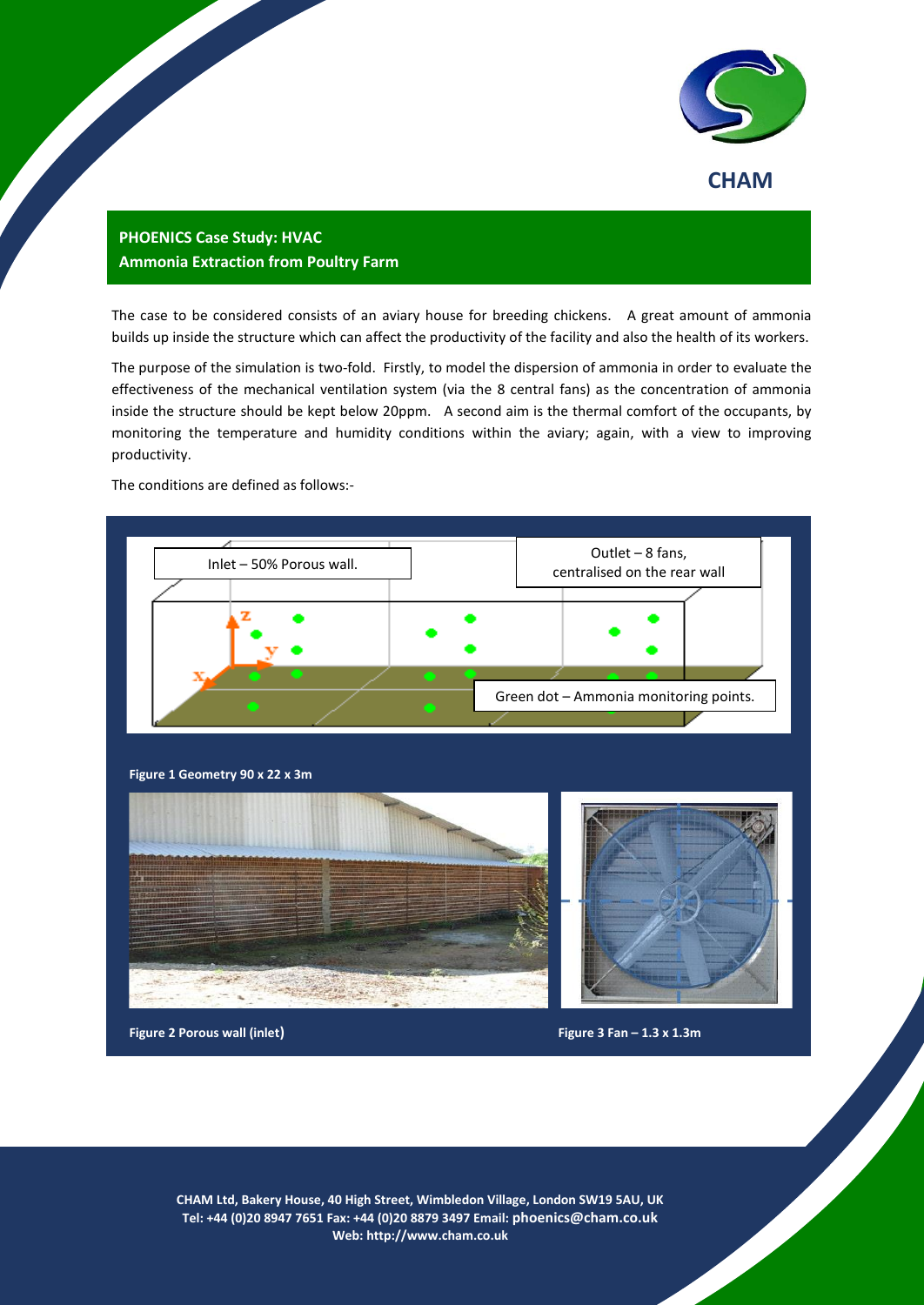CHAM

## PHOENICS Case Study: HVAC
## Ammonia Extraction from Poultry Farm

The case to be considered consists of an aviary house for breeding chickens. A great amount of ammonia builds up inside the structure which can affect the productivity of the facility and also the health of its workers.

The purpose of the simulation is two-fold. Firstly, to model the dispersion of ammonia in order to evaluate the effectiveness of the mechanical ventilation system (via the 8 central fans) as the concentration of ammonia inside the structure should be kept below 20ppm. A second aim is the thermal comfort of the occupants, by monitoring the temperature and humidity conditions within the aviary; again, with a view to improving productivity.

The conditions are defined as follows:-

Inlet – 50% Porous wall.

Outlet – 8 fans, centralised on the rear wall

Green dot – Ammonia monitoring points.

**Figure 1 Geometry 90 x 22 x 3m**

**Figure 2 Porous wall (inlet)**

**Figure 3 Fan – 1.3 x 1.3m**

CHAM Ltd, Bakery House, 40 High Street, Wimbledon Village, London SW19 5AU, UK
Tel: +44 (0)20 8947 7651 Fax: +44 (0)20 8879 3497 Email: phoenics@cham.co.uk
Web: http://www.cham.co.uk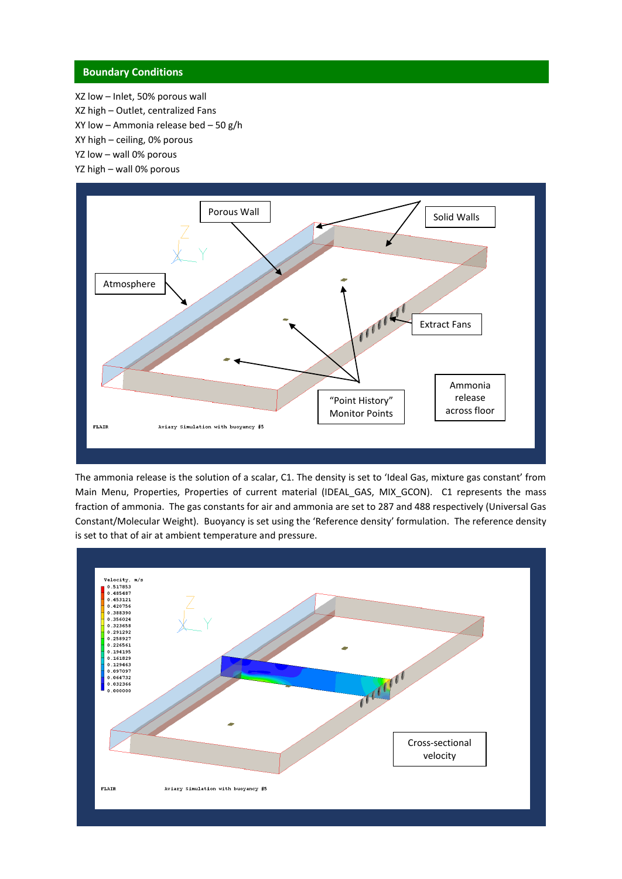## Boundary Conditions

XZ low – Inlet, 50% porous wall
XZ high – Outlet, centralized Fans
XY low – Ammonia release bed – 50 g/h
XY high – ceiling, 0% porous
YZ low – wall 0% porous
YZ high – wall 0% porous

The ammonia release is the solution of a scalar, C1. The density is set to 'Ideal Gas, mixture gas constant' from Main Menu, Properties, Properties of current material (IDEAL_GAS, MIX_GCON). C1 represents the mass fraction of ammonia. The gas constants for air and ammonia are set to 287 and 488 respectively (Universal Gas Constant/Molecular Weight). Buoyancy is set using the 'Reference density' formulation. The reference density is set to that of air at ambient temperature and pressure.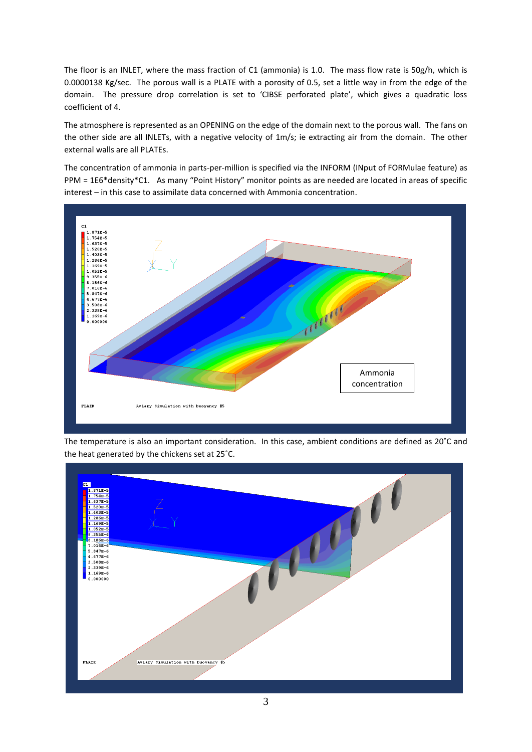The floor is an INLET, where the mass fraction of C1 (ammonia) is 1.0. The mass flow rate is 50g/h, which is 0.0000138 Kg/sec. The porous wall is a PLATE with a porosity of 0.5, set a little way in from the edge of the domain. The pressure drop correlation is set to 'CIBSE perforated plate', which gives a quadratic loss coefficient of 4.

The atmosphere is represented as an OPENING on the edge of the domain next to the porous wall. The fans on the other side are all INLETs, with a negative velocity of 1m/s; ie extracting air from the domain. The other external walls are all PLATEs.

The concentration of ammonia in parts-per-million is specified via the INFORM (INput of FORMulae feature) as PPM = 1E6*density*C1. As many "Point History" monitor points as are needed are located in areas of specific interest – in this case to assimilate data concerned with Ammonia concentration.

Ammonia concentration

The temperature is also an important consideration. In this case, ambient conditions are defined as 20˚C and the heat generated by the chickens set at 25˚C.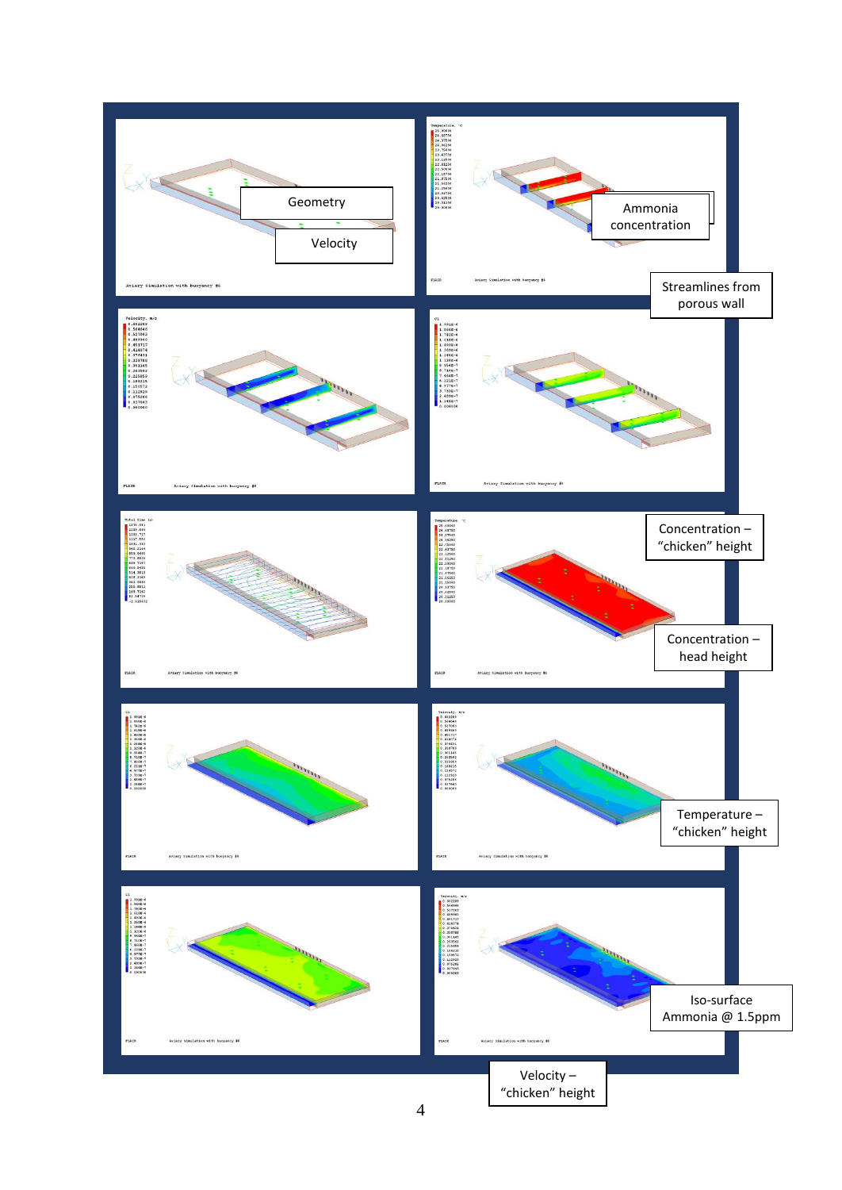Geometry

Velocity

Ammonia concentration

Streamlines from porous wall

Concentration – "chicken" height

Concentration – head height

Temperature – "chicken" height

Iso-surface Ammonia @ 1.5ppm

Velocity – "chicken" height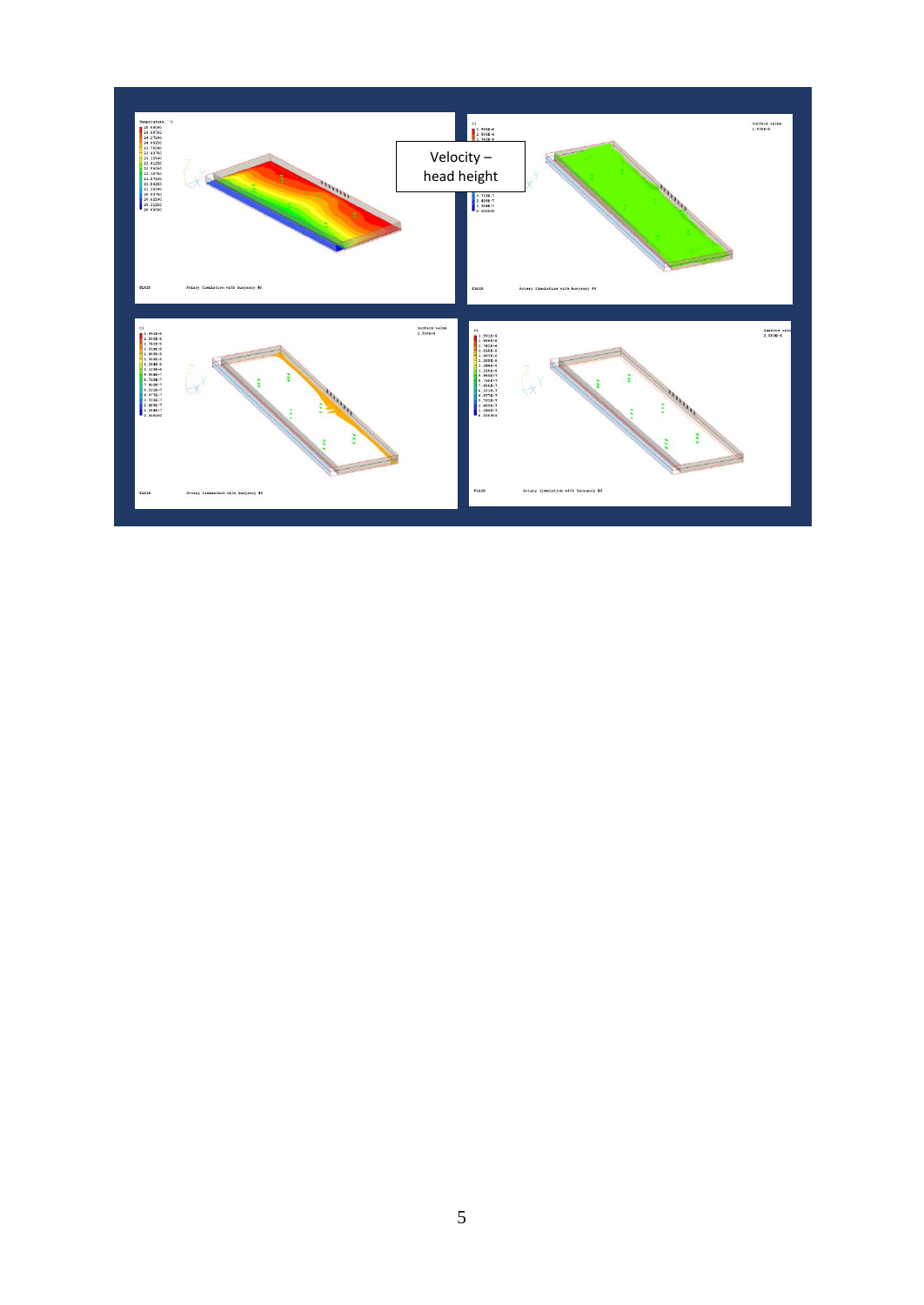Velocity –
head height